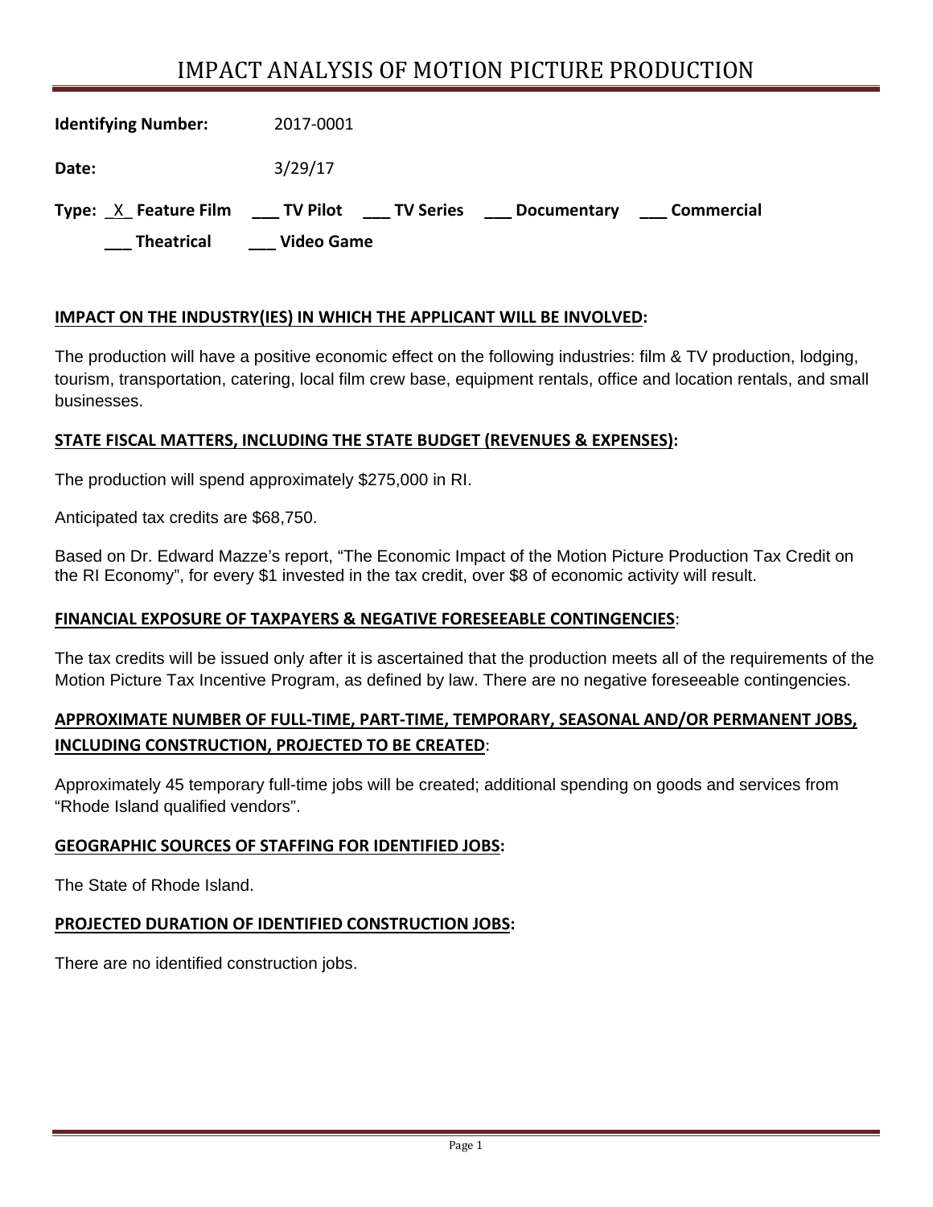# IMPACT ANALYSIS OF MOTION PICTURE PRODUCTION

**Identifying Number:** 2017-0001

**Date:** 3/29/17

**Type:** _X_ **Feature Film** ___ **TV Pilot** ___ **TV Series** ___ **Documentary** ___ **Commercial**

___ **Theatrical** ___ **Video Game**

**IMPACT ON THE INDUSTRY(IES) IN WHICH THE APPLICANT WILL BE INVOLVED:**

The production will have a positive economic effect on the following industries: film & TV production, lodging, tourism, transportation, catering, local film crew base, equipment rentals, office and location rentals, and small businesses.

**STATE FISCAL MATTERS, INCLUDING THE STATE BUDGET (REVENUES & EXPENSES):**

The production will spend approximately $275,000 in RI.

Anticipated tax credits are $68,750.

Based on Dr. Edward Mazze's report, "The Economic Impact of the Motion Picture Production Tax Credit on the RI Economy", for every $1 invested in the tax credit, over $8 of economic activity will result.

**FINANCIAL EXPOSURE OF TAXPAYERS & NEGATIVE FORESEEABLE CONTINGENCIES:**

The tax credits will be issued only after it is ascertained that the production meets all of the requirements of the Motion Picture Tax Incentive Program, as defined by law. There are no negative foreseeable contingencies.

**APPROXIMATE NUMBER OF FULL-TIME, PART-TIME, TEMPORARY, SEASONAL AND/OR PERMANENT JOBS, INCLUDING CONSTRUCTION, PROJECTED TO BE CREATED:**

Approximately 45 temporary full-time jobs will be created; additional spending on goods and services from "Rhode Island qualified vendors".

**GEOGRAPHIC SOURCES OF STAFFING FOR IDENTIFIED JOBS:**

The State of Rhode Island.

**PROJECTED DURATION OF IDENTIFIED CONSTRUCTION JOBS:**

There are no identified construction jobs.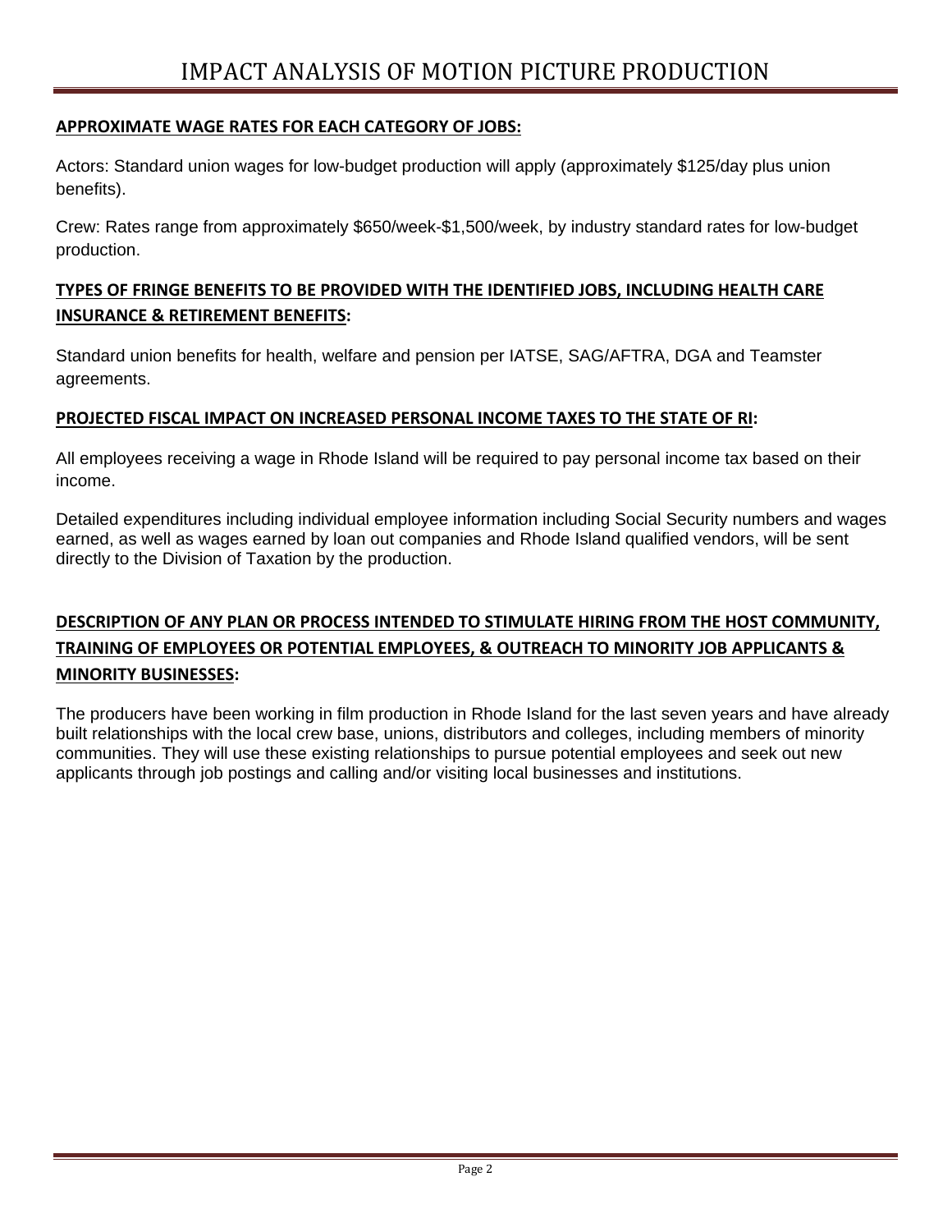**APPROXIMATE WAGE RATES FOR EACH CATEGORY OF JOBS:**

Actors: Standard union wages for low-budget production will apply (approximately $125/day plus union benefits).

Crew: Rates range from approximately $650/week-$1,500/week, by industry standard rates for low-budget production.

**TYPES OF FRINGE BENEFITS TO BE PROVIDED WITH THE IDENTIFIED JOBS, INCLUDING HEALTH CARE INSURANCE & RETIREMENT BENEFITS:**

Standard union benefits for health, welfare and pension per IATSE, SAG/AFTRA, DGA and Teamster agreements.

**PROJECTED FISCAL IMPACT ON INCREASED PERSONAL INCOME TAXES TO THE STATE OF RI:**

All employees receiving a wage in Rhode Island will be required to pay personal income tax based on their income.

Detailed expenditures including individual employee information including Social Security numbers and wages earned, as well as wages earned by loan out companies and Rhode Island qualified vendors, will be sent directly to the Division of Taxation by the production.

**DESCRIPTION OF ANY PLAN OR PROCESS INTENDED TO STIMULATE HIRING FROM THE HOST COMMUNITY, TRAINING OF EMPLOYEES OR POTENTIAL EMPLOYEES, & OUTREACH TO MINORITY JOB APPLICANTS & MINORITY BUSINESSES:**

The producers have been working in film production in Rhode Island for the last seven years and have already built relationships with the local crew base, unions, distributors and colleges, including members of minority communities. They will use these existing relationships to pursue potential employees and seek out new applicants through job postings and calling and/or visiting local businesses and institutions.